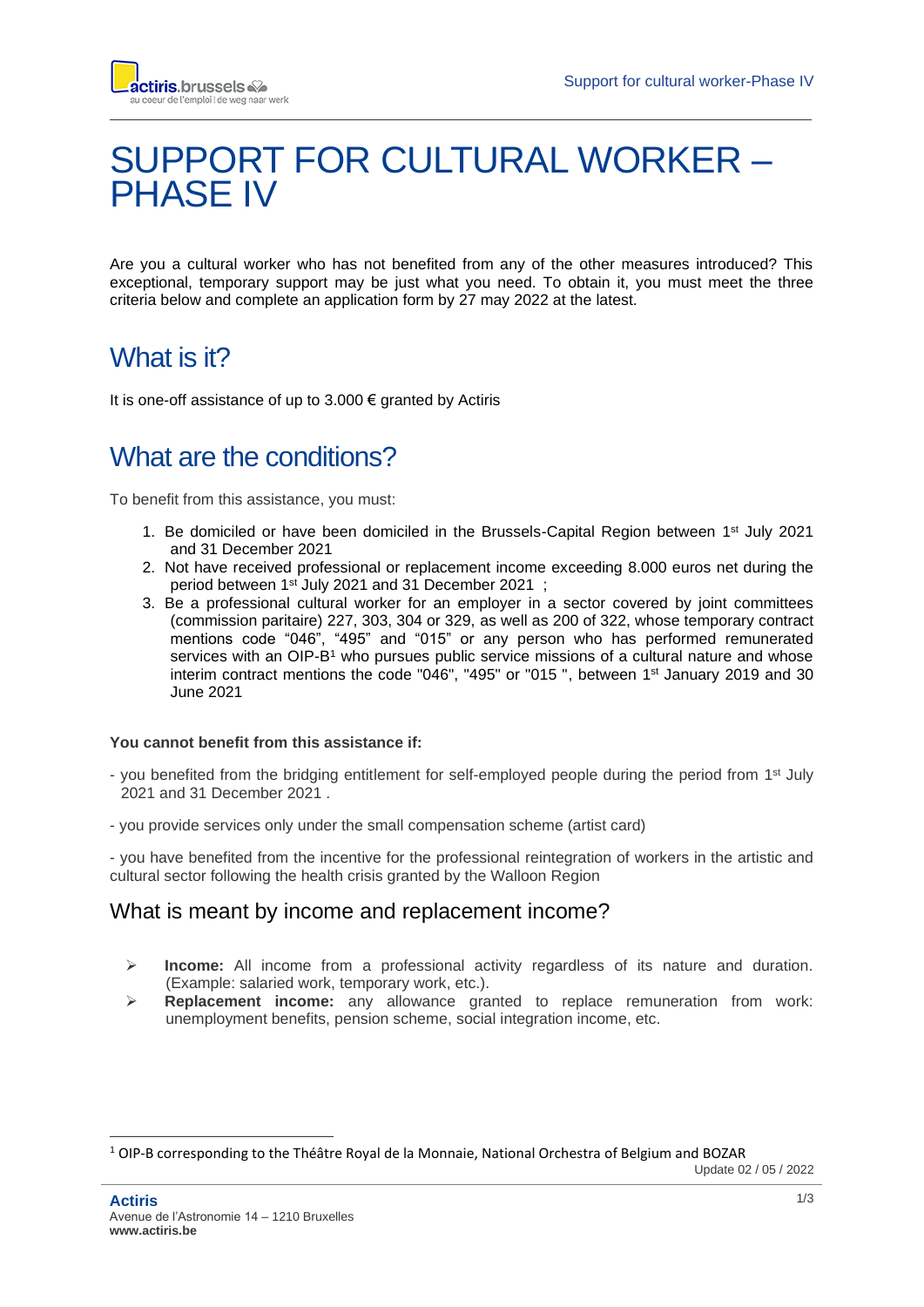# SUPPORT FOR CULTURAL WORKER – PHASE IV

Are you a cultural worker who has not benefited from any of the other measures introduced? This exceptional, temporary support may be just what you need. To obtain it, you must meet the three criteria below and complete an application form by 27 may 2022 at the latest.

## What is it?

It is one-off assistance of up to 3.000 € granted by Actiris

## What are the conditions?

To benefit from this assistance, you must:

1. Be domiciled or have been domiciled in the Brussels-Capital Region between 1st July 2021 and 31 December 2021
2. Not have received professional or replacement income exceeding 8.000 euros net during the period between 1st July 2021 and 31 December 2021 ;
3. Be a professional cultural worker for an employer in a sector covered by joint committees (commission paritaire) 227, 303, 304 or 329, as well as 200 of 322, whose temporary contract mentions code "046", "495" and "015" or any person who has performed remunerated services with an OIP-B[1] who pursues public service missions of a cultural nature and whose interim contract mentions the code "046", "495" or "015 ", between 1st January 2019 and 30 June 2021

**You cannot benefit from this assistance if:**

- you benefited from the bridging entitlement for self-employed people during the period from 1st July 2021 and 31 December 2021 .
- you provide services only under the small compensation scheme (artist card)
- you have benefited from the incentive for the professional reintegration of workers in the artistic and cultural sector following the health crisis granted by the Walloon Region

### What is meant by income and replacement income?

- **Income:** All income from a professional activity regardless of its nature and duration. (Example: salaried work, temporary work, etc.).
- **Replacement income:** any allowance granted to replace remuneration from work: unemployment benefits, pension scheme, social integration income, etc.

[1] OIP-B corresponding to the Théâtre Royal de la Monnaie, National Orchestra of Belgium and BOZAR

Update 02 / 05 / 2022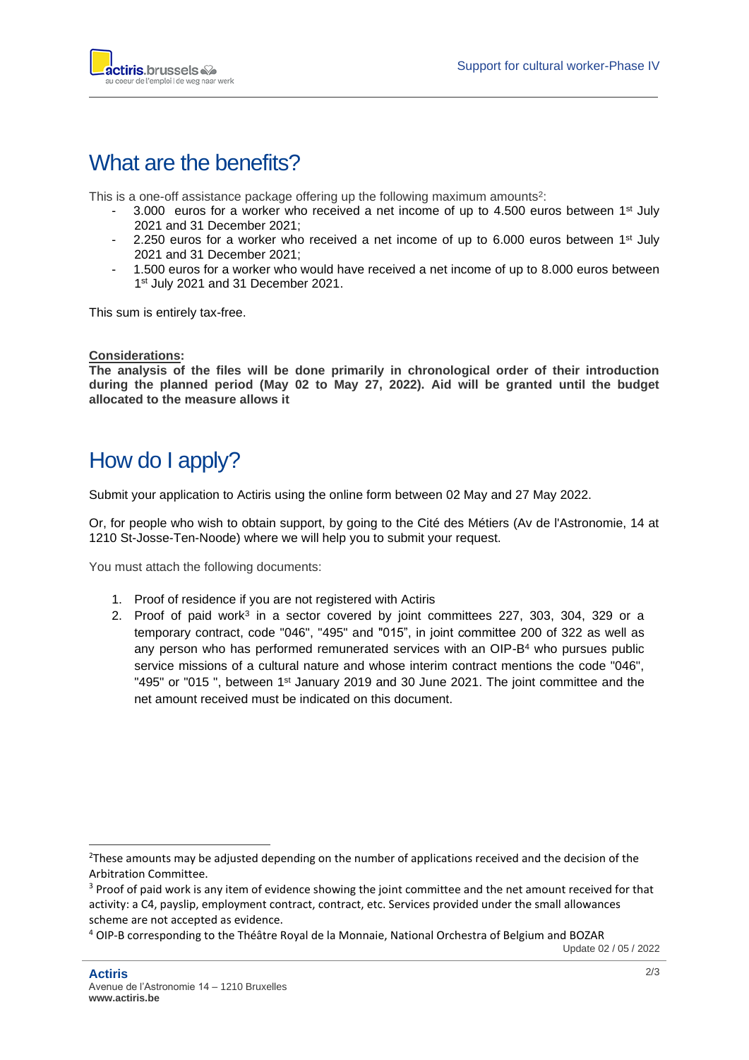# What are the benefits?

This is a one-off assistance package offering up the following maximum amounts[2]:

- 3.000 euros for a worker who received a net income of up to 4.500 euros between 1st July 2021 and 31 December 2021;
- 2.250 euros for a worker who received a net income of up to 6.000 euros between 1st July 2021 and 31 December 2021;
- 1.500 euros for a worker who would have received a net income of up to 8.000 euros between 1st July 2021 and 31 December 2021.

This sum is entirely tax-free.

**Considerations:**

**The analysis of the files will be done primarily in chronological order of their introduction during the planned period (May 02 to May 27, 2022). Aid will be granted until the budget allocated to the measure allows it**

# How do I apply?

Submit your application to Actiris using the online form between 02 May and 27 May 2022.

Or, for people who wish to obtain support, by going to the Cité des Métiers (Av de l'Astronomie, 14 at 1210 St-Josse-Ten-Noode) where we will help you to submit your request.

You must attach the following documents:

1. Proof of residence if you are not registered with Actiris
2. Proof of paid work[3] in a sector covered by joint committees 227, 303, 304, 329 or a temporary contract, code "046", "495" and "015", in joint committee 200 of 322 as well as any person who has performed remunerated services with an OIP-B[4] who pursues public service missions of a cultural nature and whose interim contract mentions the code "046", "495" or "015 ", between 1st January 2019 and 30 June 2021. The joint committee and the net amount received must be indicated on this document.

---

[2] These amounts may be adjusted depending on the number of applications received and the decision of the Arbitration Committee.

[3] Proof of paid work is any item of evidence showing the joint committee and the net amount received for that activity: a C4, payslip, employment contract, contract, etc. Services provided under the small allowances scheme are not accepted as evidence.

[4] OIP-B corresponding to the Théâtre Royal de la Monnaie, National Orchestra of Belgium and BOZAR

Update 02 / 05 / 2022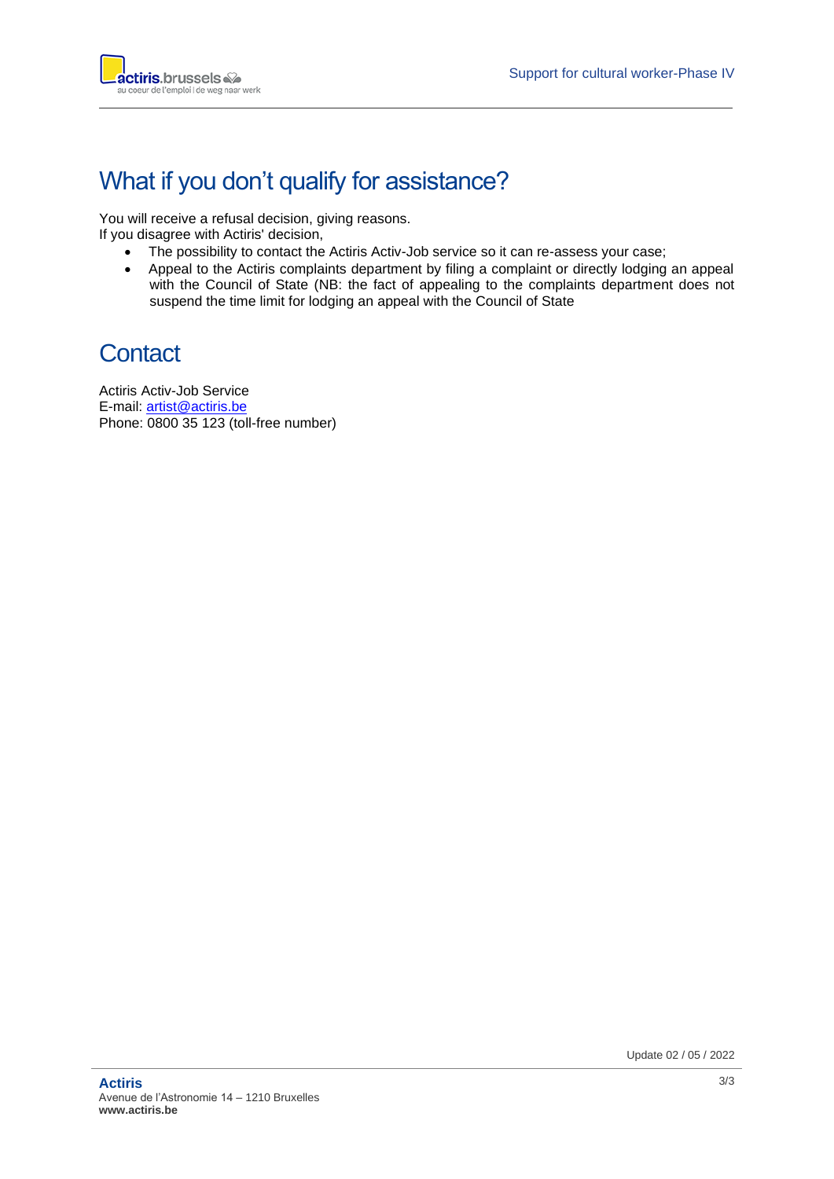## What if you don't qualify for assistance?

You will receive a refusal decision, giving reasons.
If you disagree with Actiris' decision,

- The possibility to contact the Actiris Activ-Job service so it can re-assess your case;
- Appeal to the Actiris complaints department by filing a complaint or directly lodging an appeal with the Council of State (NB: the fact of appealing to the complaints department does not suspend the time limit for lodging an appeal with the Council of State

## Contact

Actiris Activ-Job Service
E-mail: artist@actiris.be
Phone: 0800 35 123 (toll-free number)

Update 02 / 05 / 2022